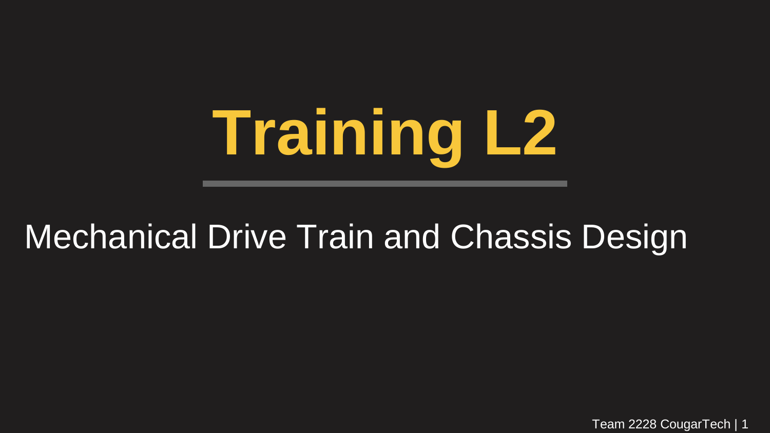# Training L2

Mechanical Drive Train and Chassis Design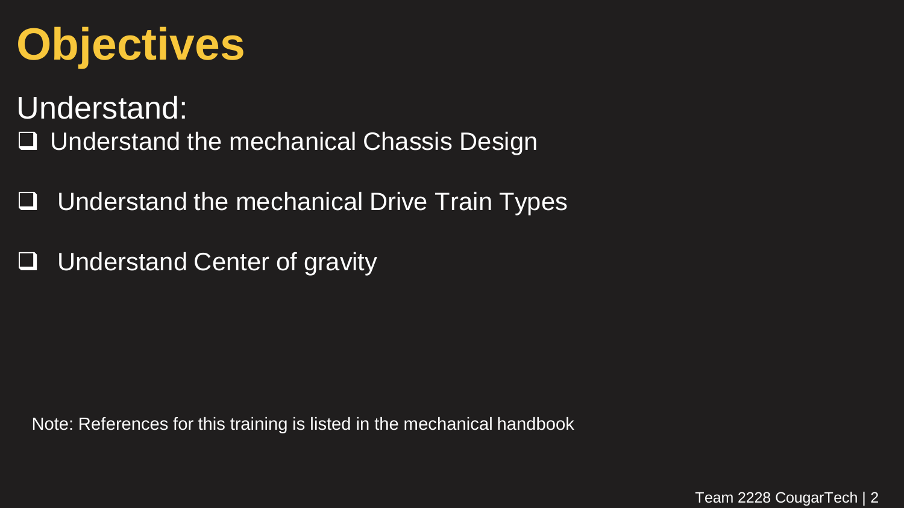# Objectives

Understand:

- [ ] Understand the mechanical Chassis Design
- [ ] Understand the mechanical Drive Train Types
- [ ] Understand Center of gravity

Note: References for this training is listed in the mechanical handbook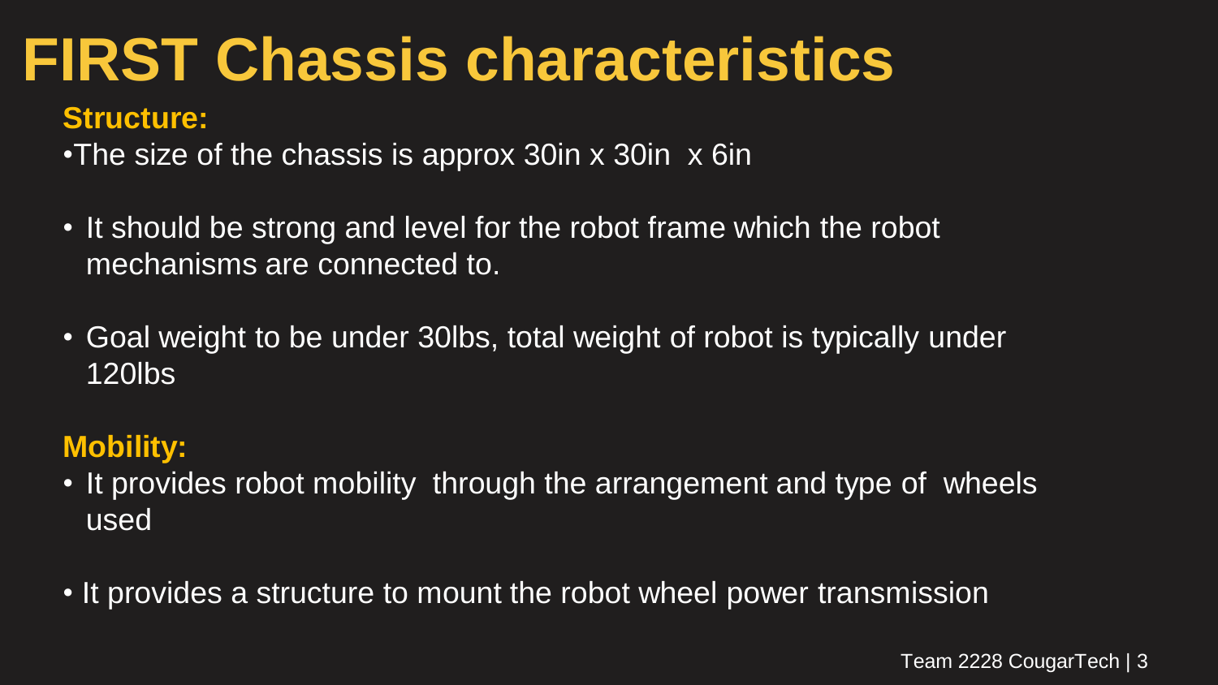# FIRST Chassis characteristics

**Structure:**

- The size of the chassis is approx 30in x 30in x 6in
- It should be strong and level for the robot frame which the robot mechanisms are connected to.
- Goal weight to be under 30lbs, total weight of robot is typically under 120lbs

**Mobility:**

- It provides robot mobility through the arrangement and type of wheels used
- It provides a structure to mount the robot wheel power transmission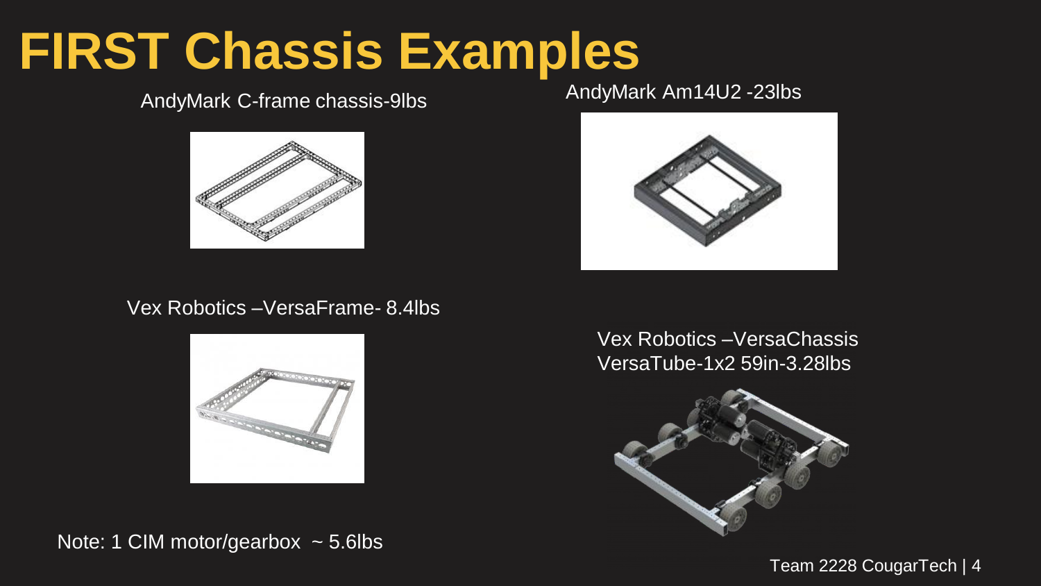# FIRST Chassis Examples

AndyMark C-frame chassis-9lbs

AndyMark Am14U2 -23lbs

Vex Robotics –VersaFrame- 8.4lbs

Vex Robotics –VersaChassis
VersaTube-1x2 59in-3.28lbs

Note: 1 CIM motor/gearbox ~ 5.6lbs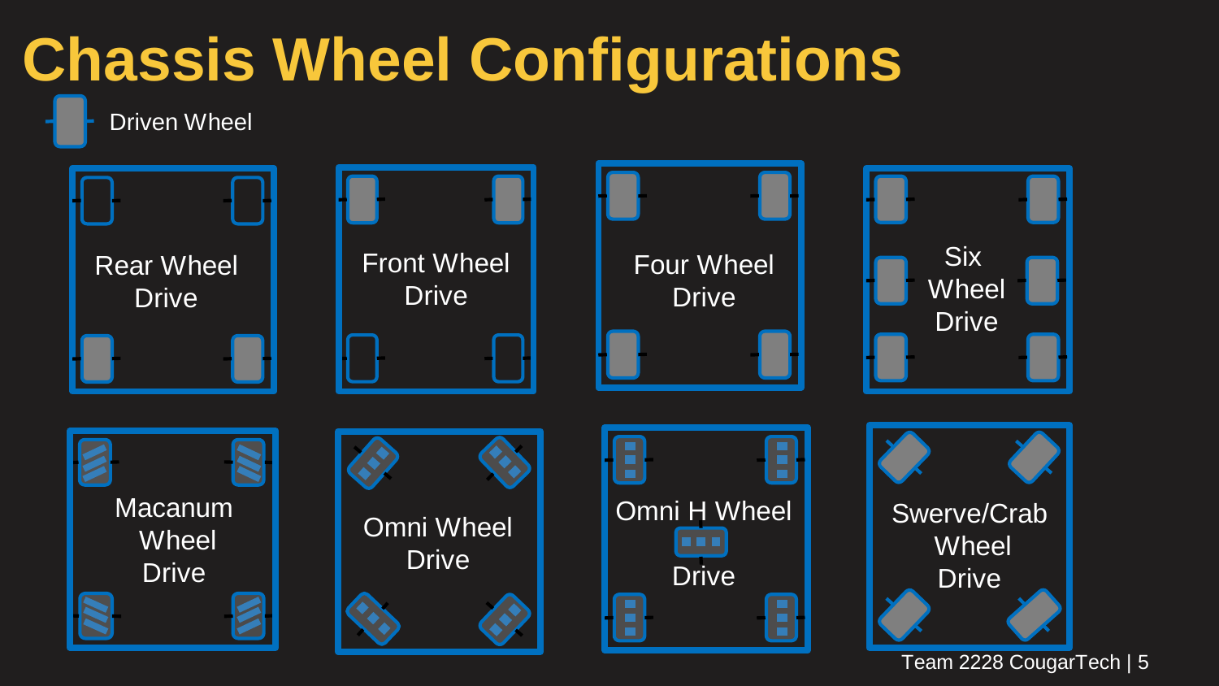# Chassis Wheel Configurations

Driven Wheel

Rear Wheel Drive

Front Wheel Drive

Four Wheel Drive

Six Wheel Drive

Macanum Wheel Drive

Omni Wheel Drive

Omni H Wheel Drive

Swerve/Crab Wheel Drive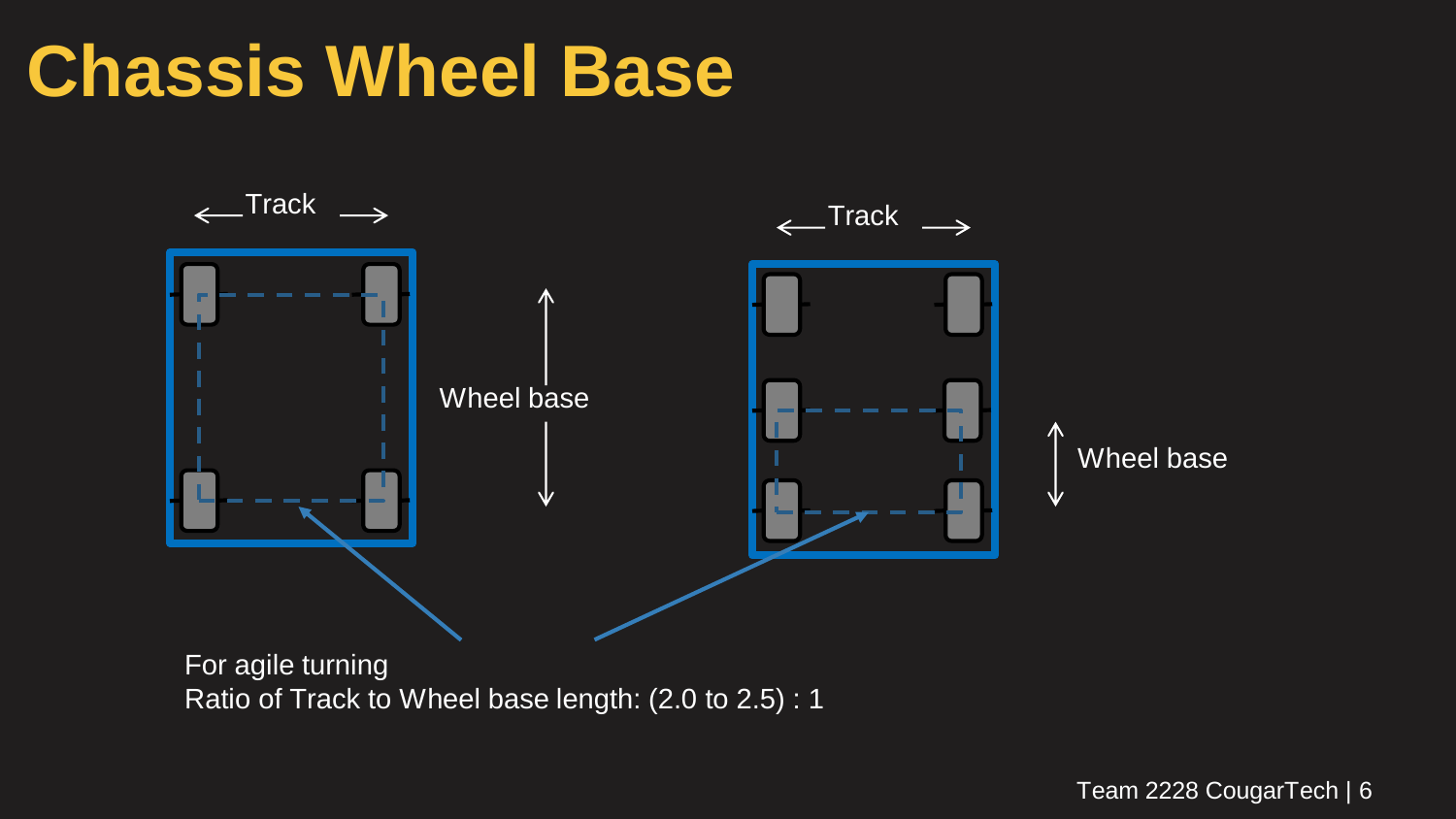# Chassis Wheel Base

Track

Wheel base

Track

Wheel base

For agile turning
Ratio of Track to Wheel base length: (2.0 to 2.5) : 1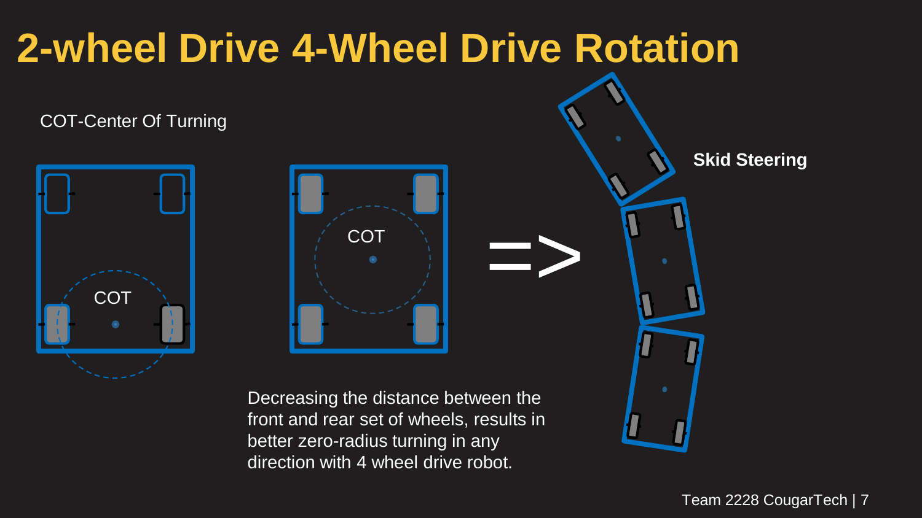# 2-wheel Drive 4-Wheel Drive Rotation

COT-Center Of Turning

COT

COT

=>

**Skid Steering**

Decreasing the distance between the front and rear set of wheels, results in better zero-radius turning in any direction with 4 wheel drive robot.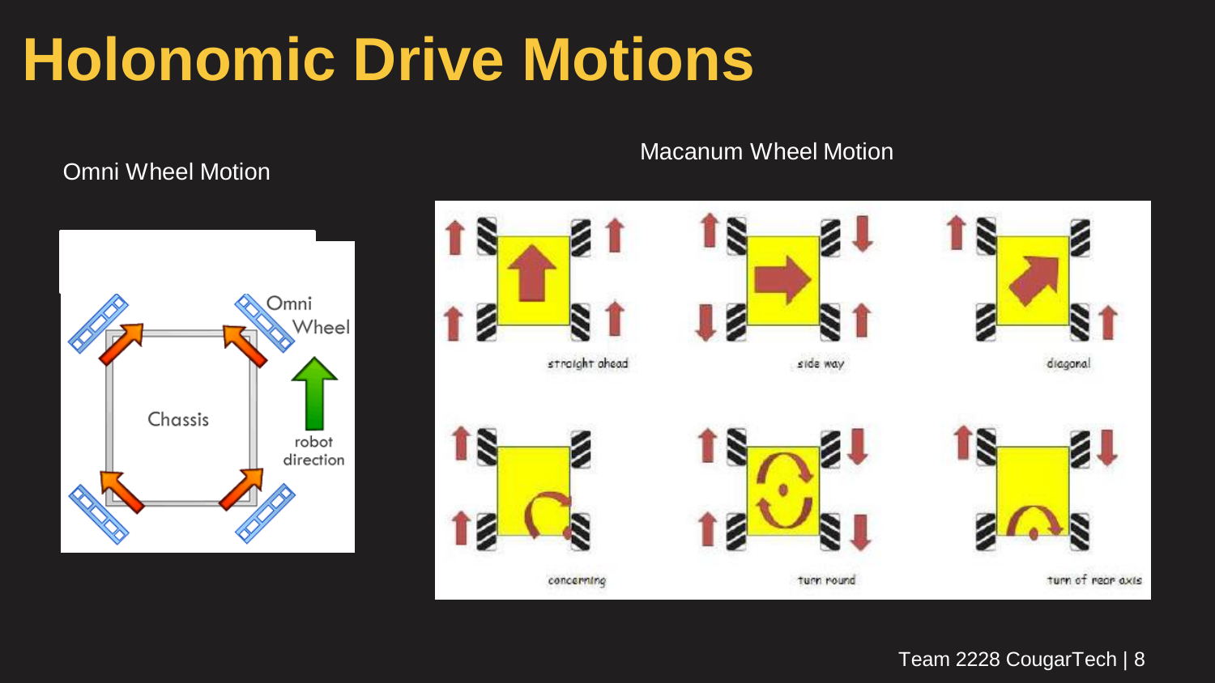# Holonomic Drive Motions

Omni Wheel Motion

Omni Wheel

Chassis

robot direction

Macanum Wheel Motion

straight ahead

side way

diagonal

concerning

turn round

turn of rear axis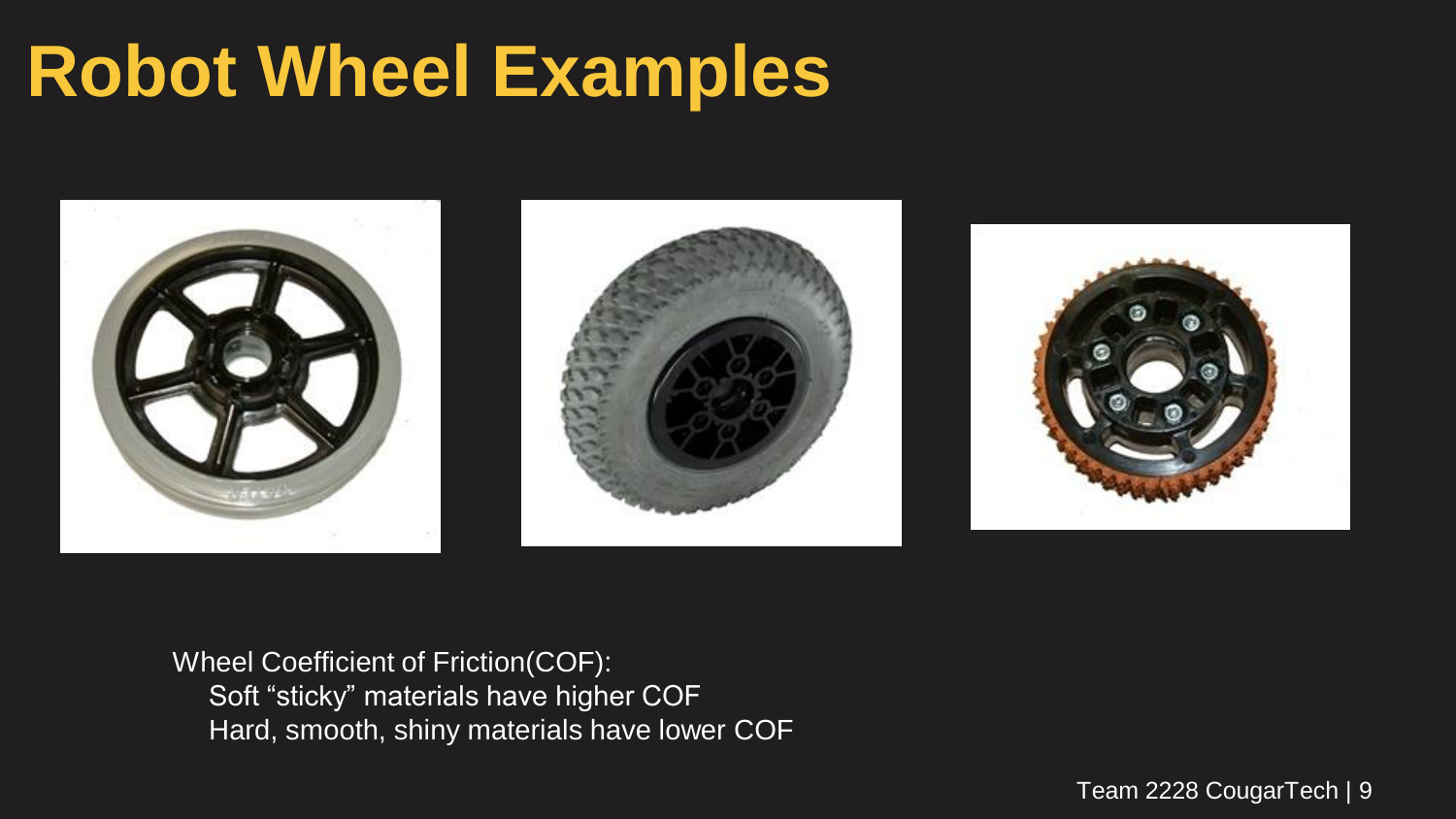# Robot Wheel Examples

Wheel Coefficient of Friction(COF):

- Soft “sticky” materials have higher COF
- Hard, smooth, shiny materials have lower COF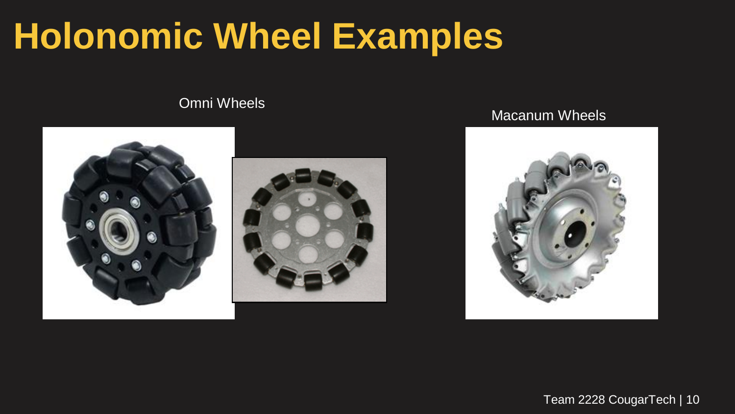# Holonomic Wheel Examples

Omni Wheels

Macanum Wheels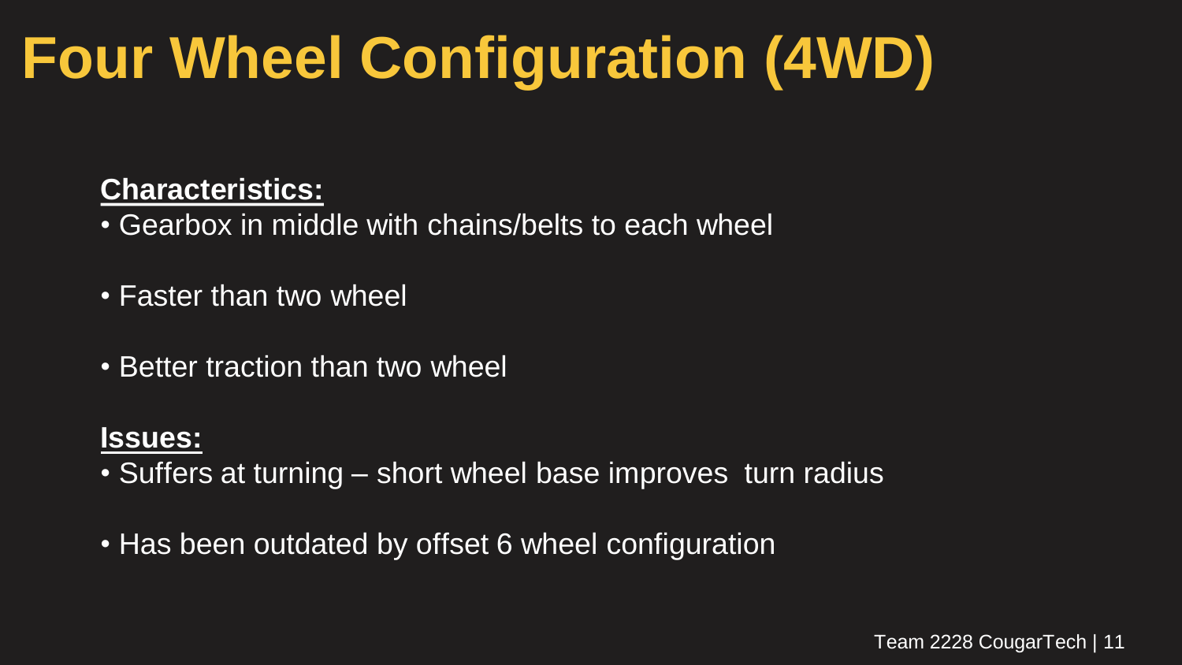# Four Wheel Configuration (4WD)

**Characteristics:**

- Gearbox in middle with chains/belts to each wheel
- Faster than two wheel
- Better traction than two wheel

**Issues:**

- Suffers at turning – short wheel base improves turn radius
- Has been outdated by offset 6 wheel configuration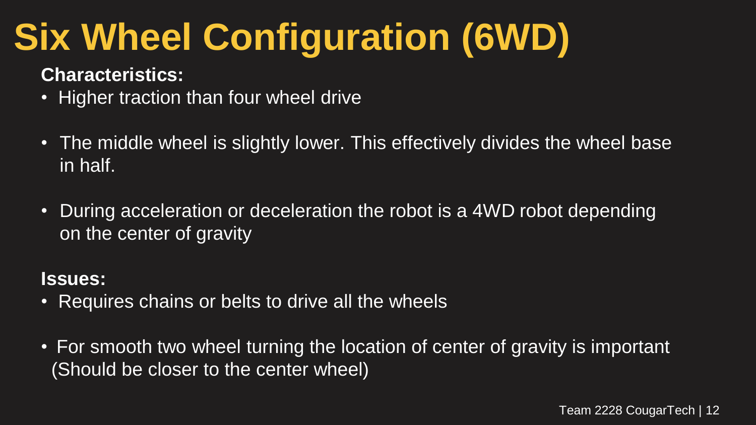# Six Wheel Configuration (6WD)

**Characteristics:**

- Higher traction than four wheel drive
- The middle wheel is slightly lower. This effectively divides the wheel base in half.
- During acceleration or deceleration the robot is a 4WD robot depending on the center of gravity

**Issues:**

- Requires chains or belts to drive all the wheels
- For smooth two wheel turning the location of center of gravity is important (Should be closer to the center wheel)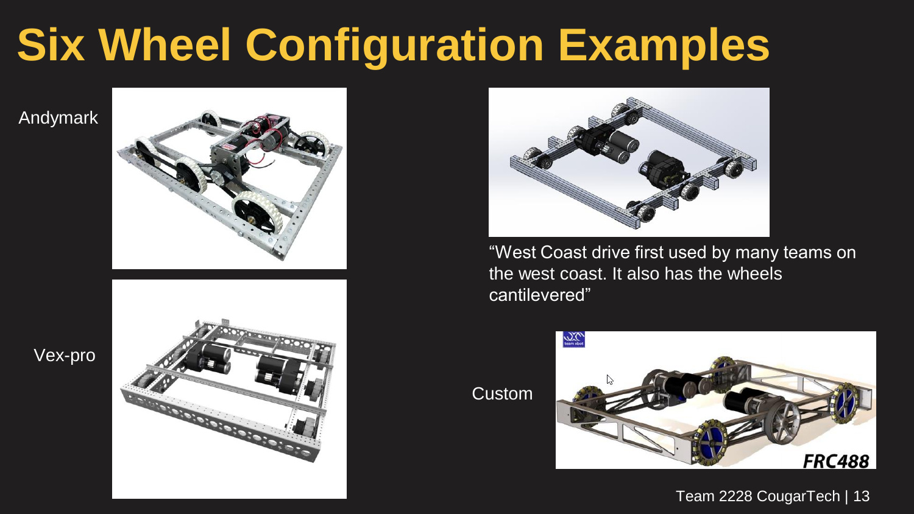# Six Wheel Configuration Examples

Andymark

Vex-pro

"West Coast drive first used by many teams on the west coast. It also has the wheels cantilevered"

Custom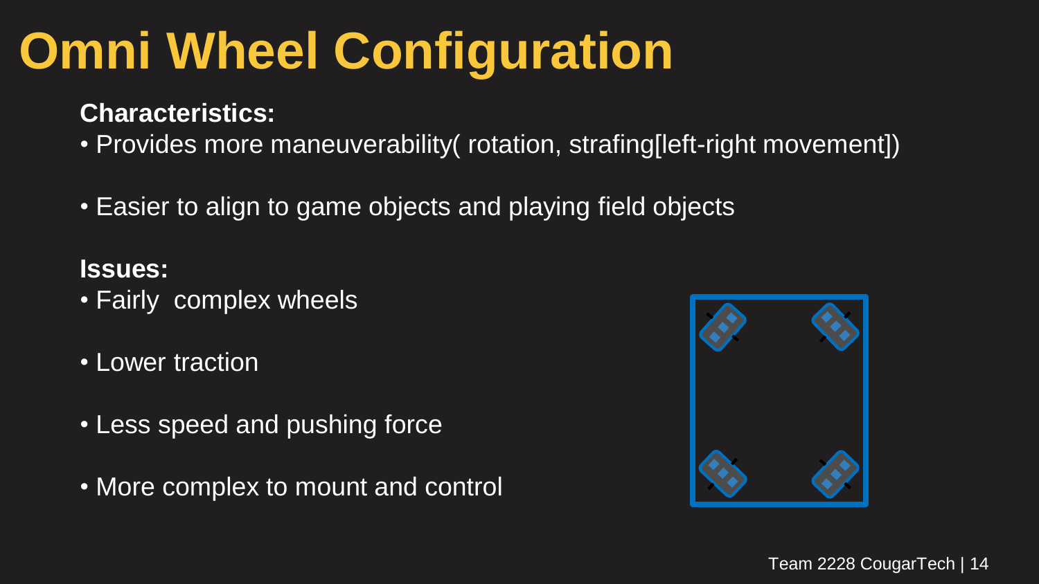# Omni Wheel Configuration

**Characteristics:**

- Provides more maneuverability( rotation, strafing[left-right movement])
- Easier to align to game objects and playing field objects

**Issues:**

- Fairly complex wheels
- Lower traction
- Less speed and pushing force
- More complex to mount and control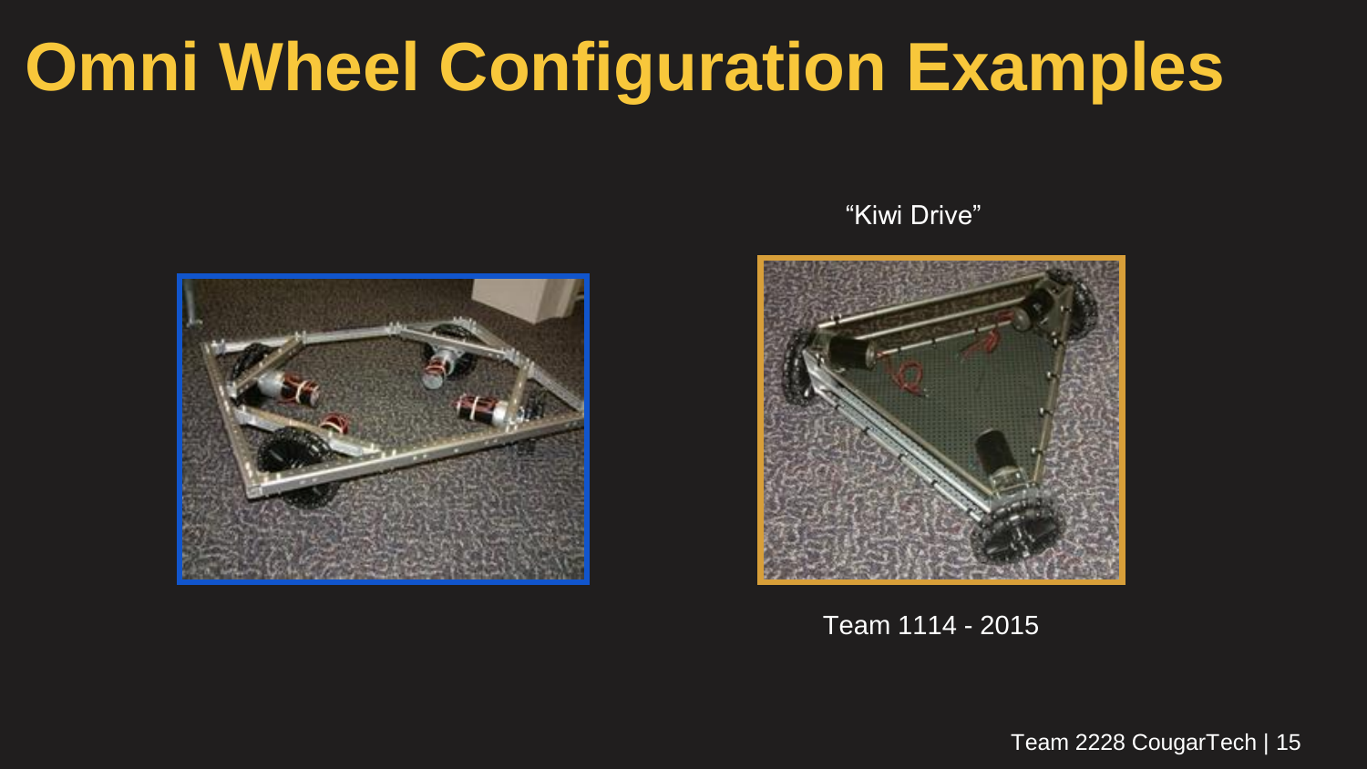# Omni Wheel Configuration Examples

"Kiwi Drive"

Team 1114 - 2015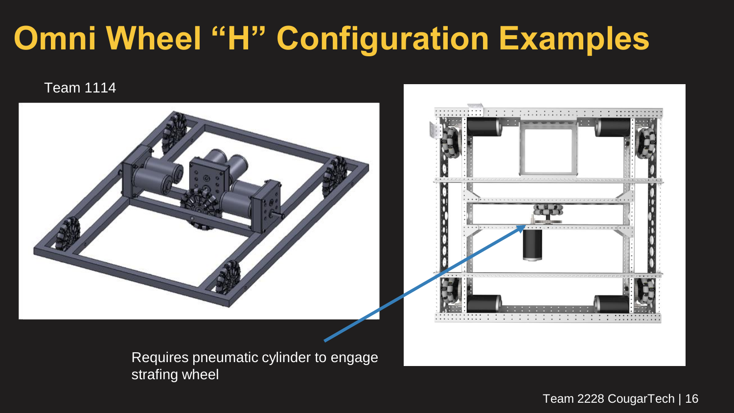# Omni Wheel "H" Configuration Examples

Team 1114

Requires pneumatic cylinder to engage strafing wheel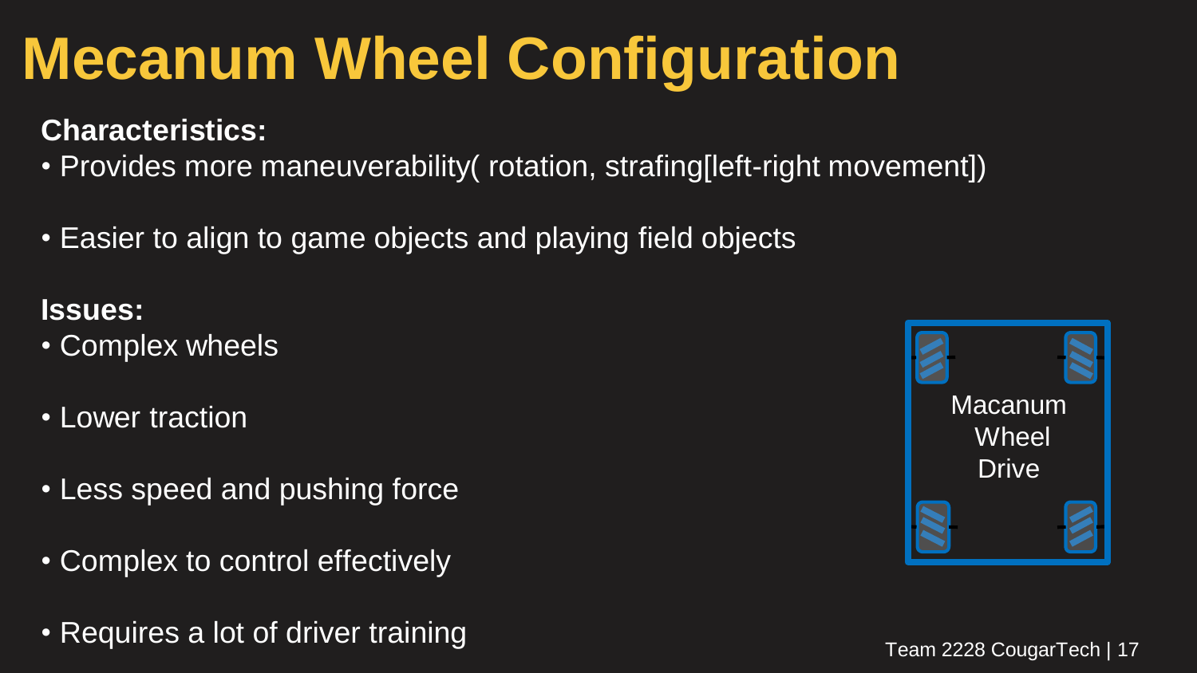# Mecanum Wheel Configuration

**Characteristics:**

- Provides more maneuverability( rotation, strafing[left-right movement])
- Easier to align to game objects and playing field objects

**Issues:**

- Complex wheels
- Lower traction
- Less speed and pushing force
- Complex to control effectively
- Requires a lot of driver training

Macanum Wheel Drive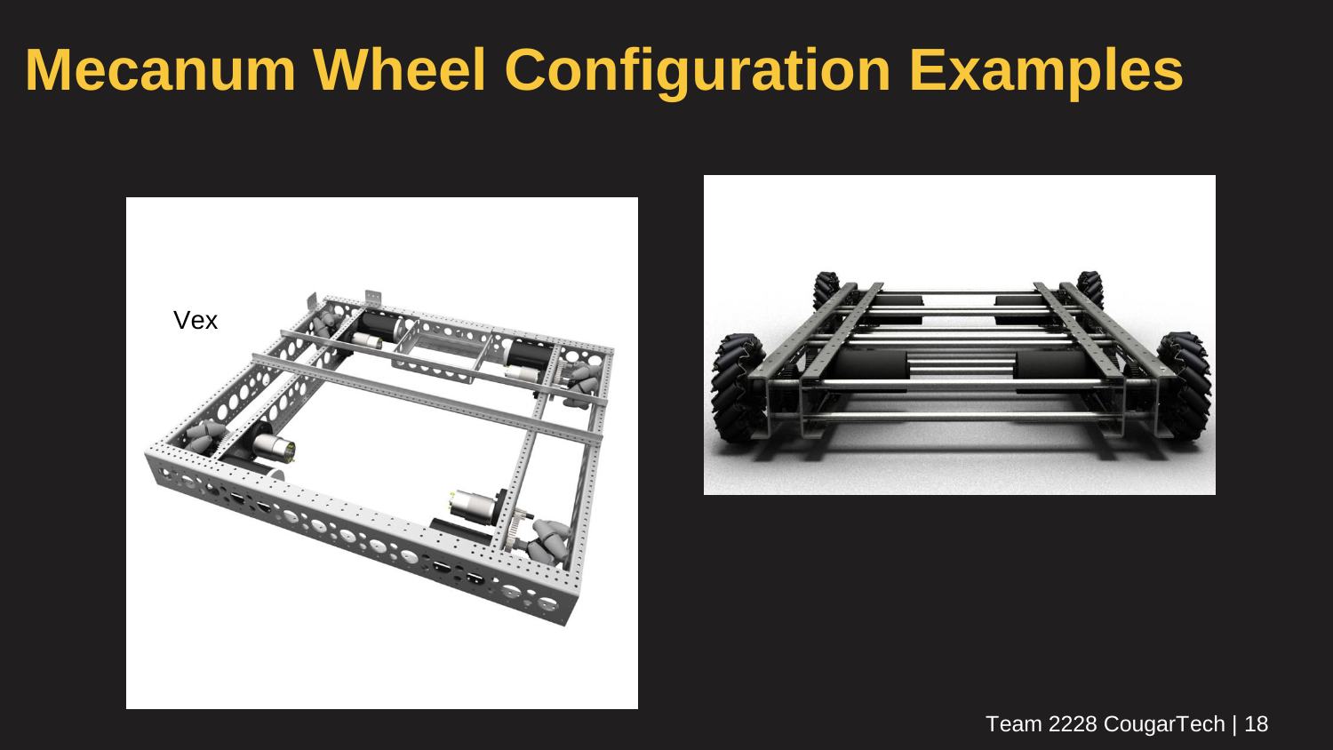# Mecanum Wheel Configuration Examples

Vex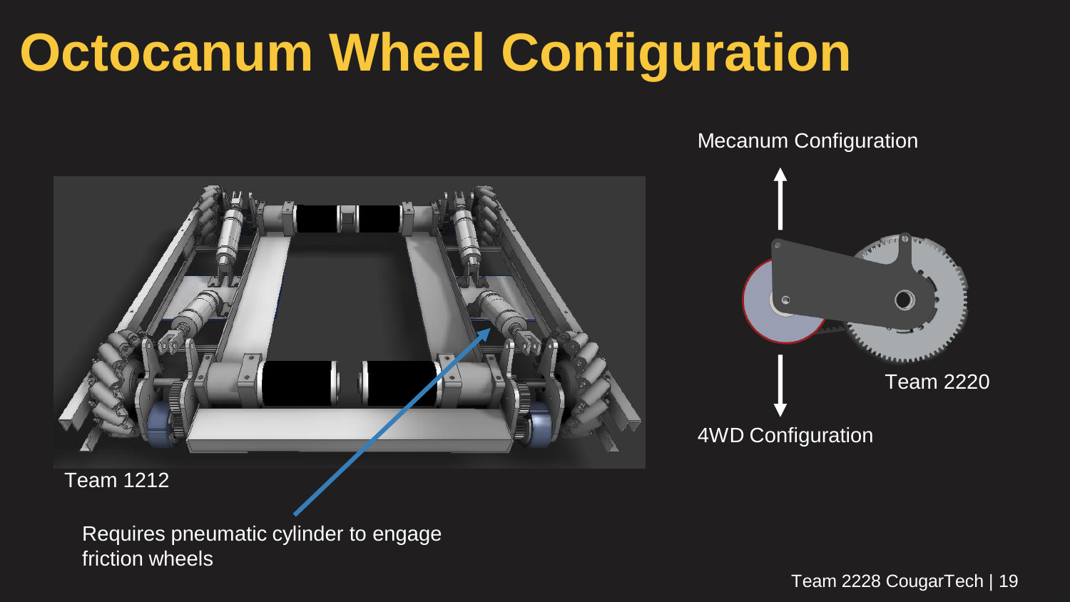# Octocanum Wheel Configuration

Team 1212

Requires pneumatic cylinder to engage friction wheels

Mecanum Configuration

Team 2220

4WD Configuration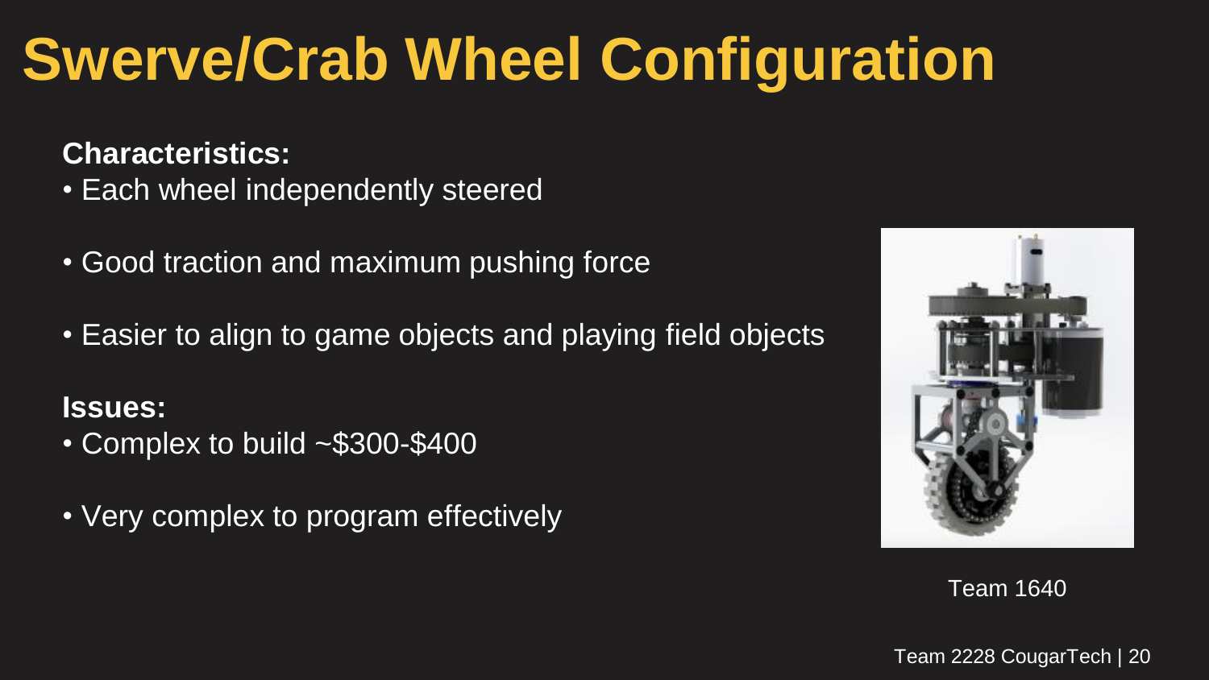# Swerve/Crab Wheel Configuration

**Characteristics:**

- Each wheel independently steered
- Good traction and maximum pushing force
- Easier to align to game objects and playing field objects

**Issues:**

- Complex to build ~$300-$400
- Very complex to program effectively

Team 1640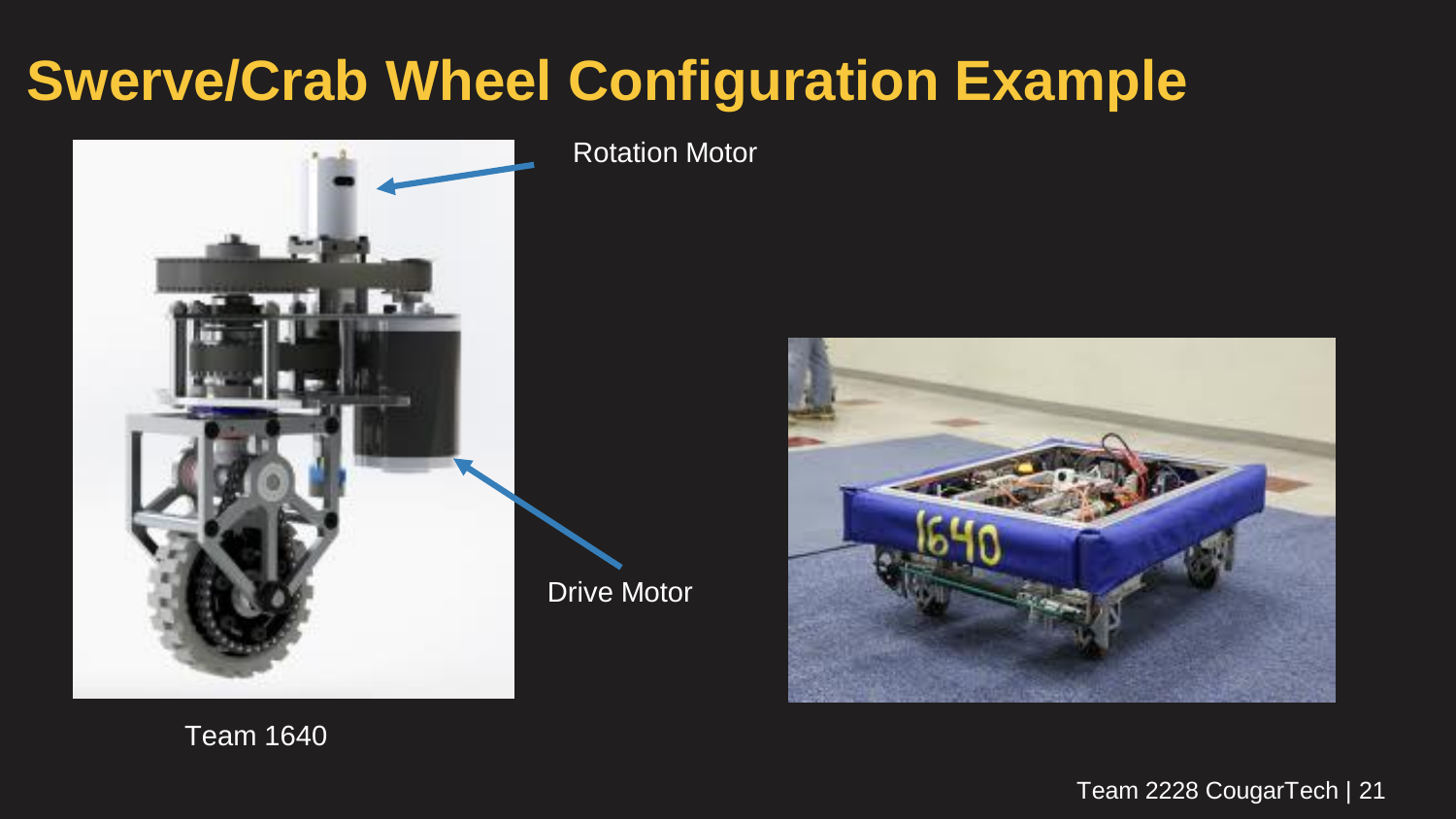# Swerve/Crab Wheel Configuration Example

Rotation Motor

Drive Motor

Team 1640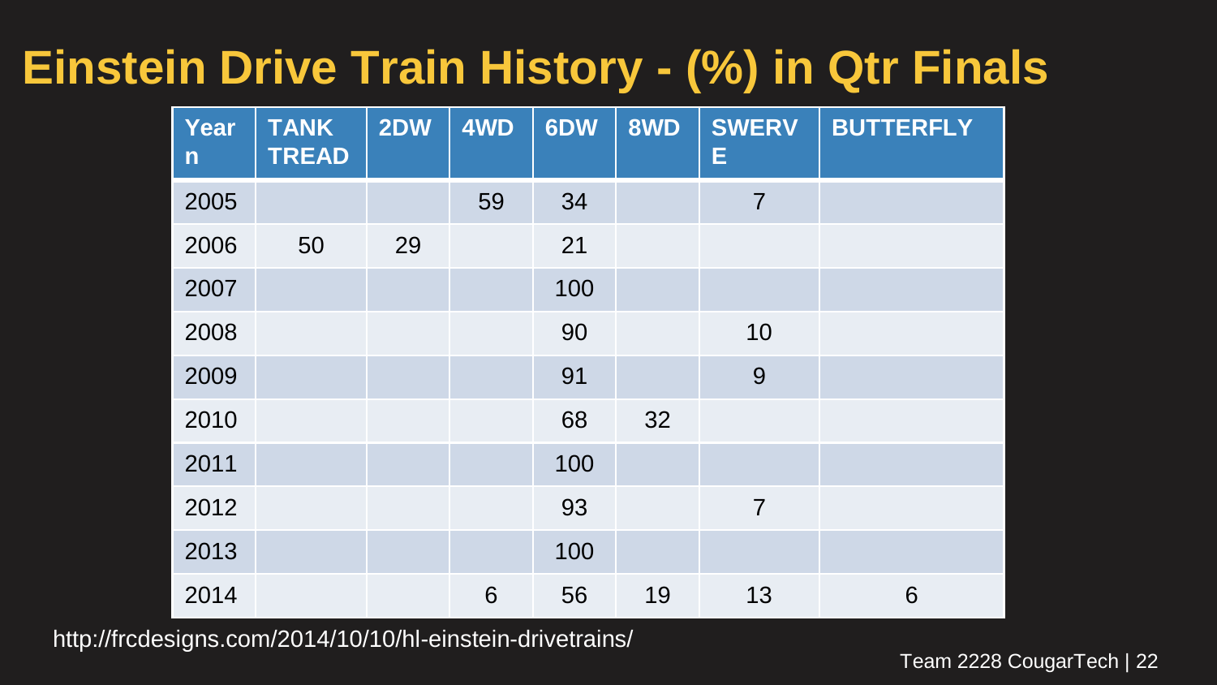# Einstein Drive Train History - (%) in Qtr Finals

| Year n | TANK TREAD | 2DW | 4WD | 6DW | 8WD | SWERVE | BUTTERFLY |
|---|---|---|---|---|---|---|---|
| 2005 | | | 59 | 34 | | 7 | |
| 2006 | 50 | 29 | | 21 | | | |
| 2007 | | | | 100 | | | |
| 2008 | | | | 90 | | 10 | |
| 2009 | | | | 91 | | 9 | |
| 2010 | | | | 68 | 32 | | |
| 2011 | | | | 100 | | | |
| 2012 | | | | 93 | | 7 | |
| 2013 | | | | 100 | | | |
| 2014 | | | 6 | 56 | 19 | 13 | 6 |

http://frcdesigns.com/2014/10/10/hl-einstein-drivetrains/

Team 2228 CougarTech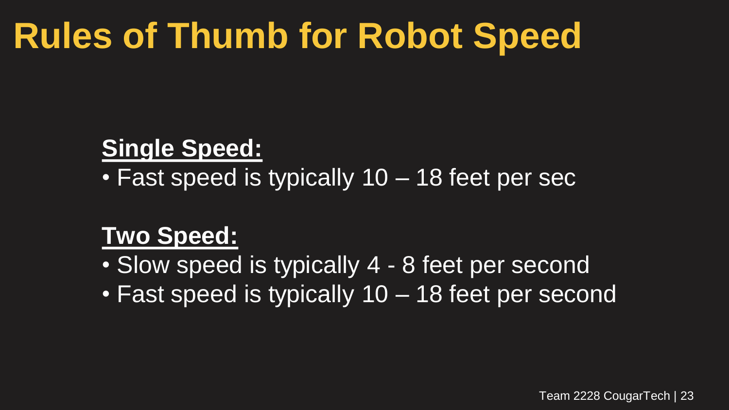# Rules of Thumb for Robot Speed

**Single Speed:**

- Fast speed is typically 10 – 18 feet per sec

**Two Speed:**

- Slow speed is typically 4 - 8 feet per second
- Fast speed is typically 10 – 18 feet per second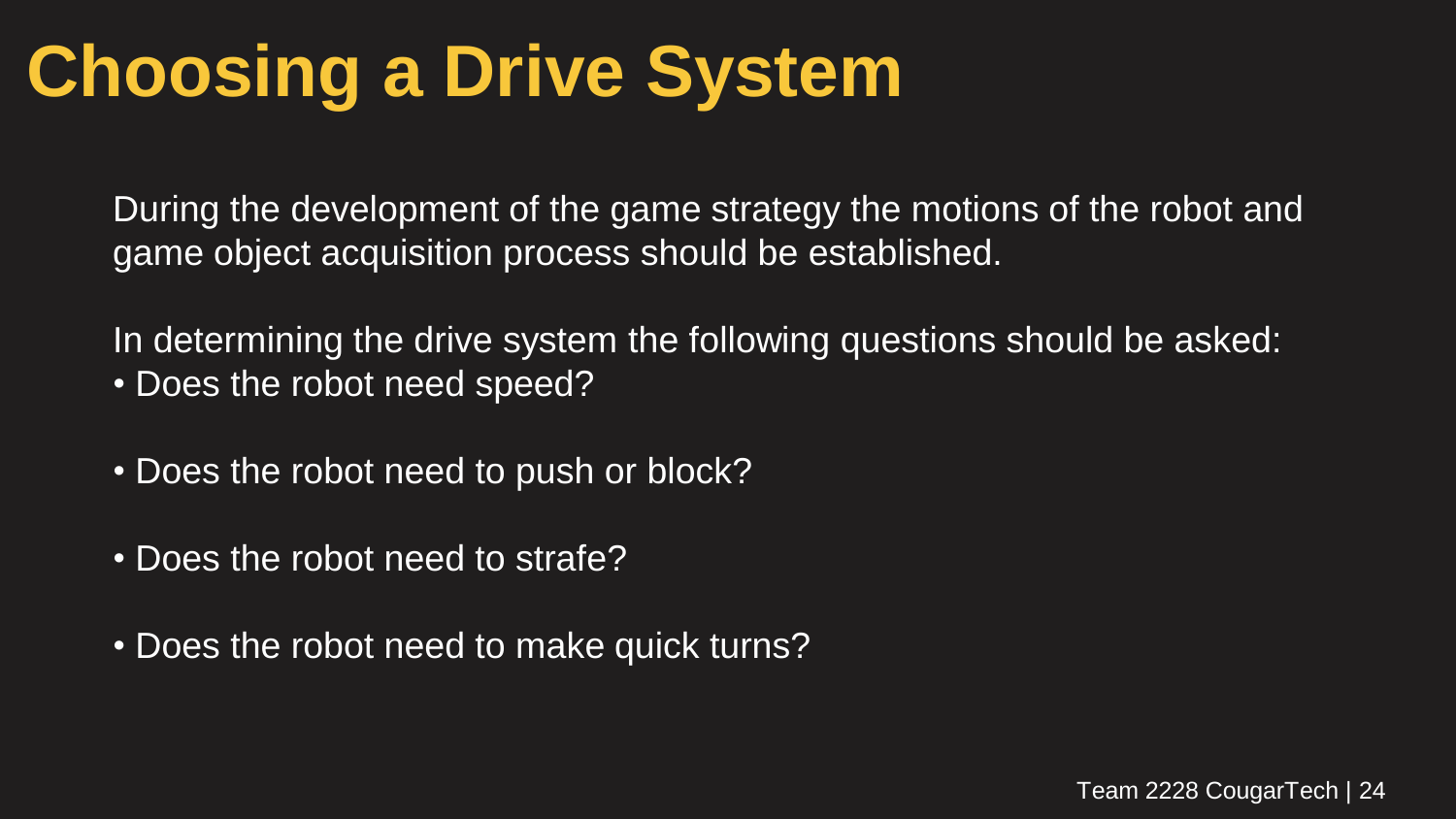# Choosing a Drive System

During the development of the game strategy the motions of the robot and game object acquisition process should be established.

In determining the drive system the following questions should be asked:

- Does the robot need speed?
- Does the robot need to push or block?
- Does the robot need to strafe?
- Does the robot need to make quick turns?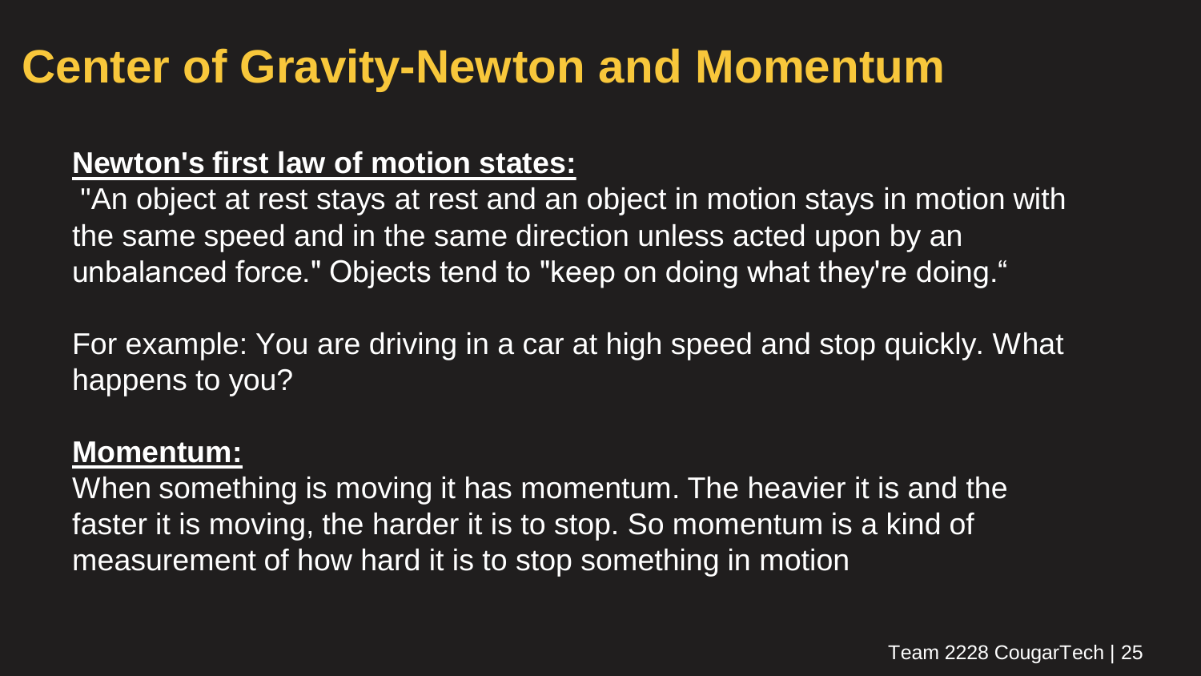# Center of Gravity-Newton and Momentum

**Newton's first law of motion states:**

"An object at rest stays at rest and an object in motion stays in motion with the same speed and in the same direction unless acted upon by an unbalanced force." Objects tend to "keep on doing what they're doing."

For example: You are driving in a car at high speed and stop quickly. What happens to you?

**Momentum:**

When something is moving it has momentum. The heavier it is and the faster it is moving, the harder it is to stop. So momentum is a kind of measurement of how hard it is to stop something in motion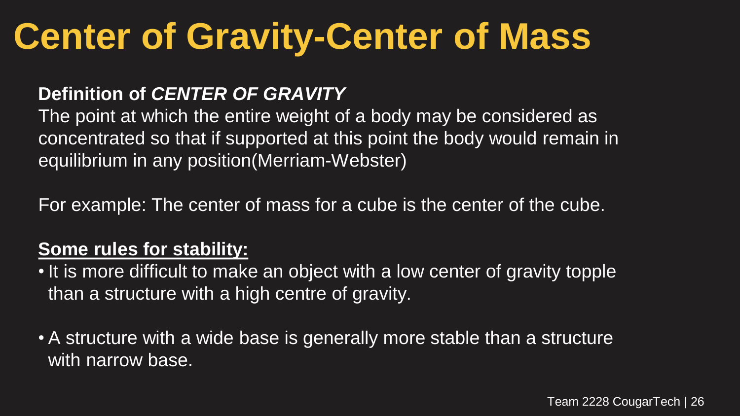# Center of Gravity-Center of Mass

**Definition of *CENTER OF GRAVITY***

The point at which the entire weight of a body may be considered as concentrated so that if supported at this point the body would remain in equilibrium in any position(Merriam-Webster)

For example: The center of mass for a cube is the center of the cube.

**<u>Some rules for stability:</u>**

- It is more difficult to make an object with a low center of gravity topple than a structure with a high centre of gravity.

- A structure with a wide base is generally more stable than a structure with narrow base.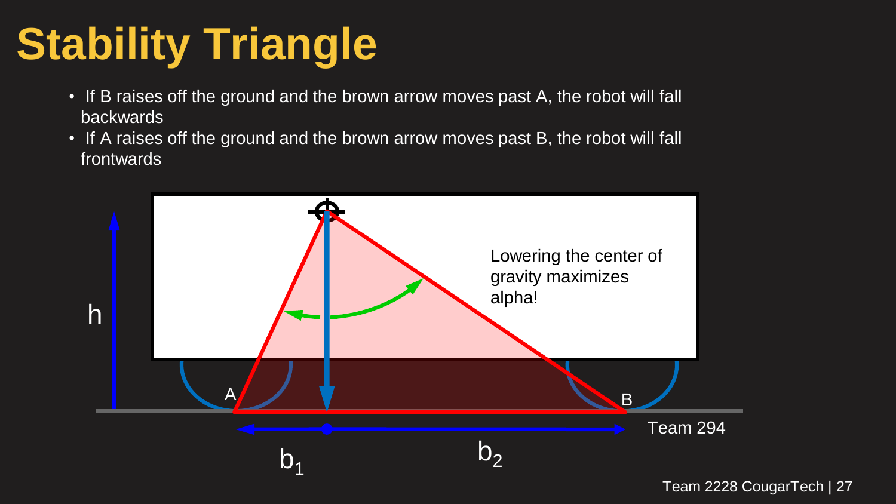# Stability Triangle

- If B raises off the ground and the brown arrow moves past A, the robot will fall backwards
- If A raises off the ground and the brown arrow moves past B, the robot will fall frontwards

Lowering the center of gravity maximizes alpha!

h

A

B

$b_1$

$b_2$

Team 294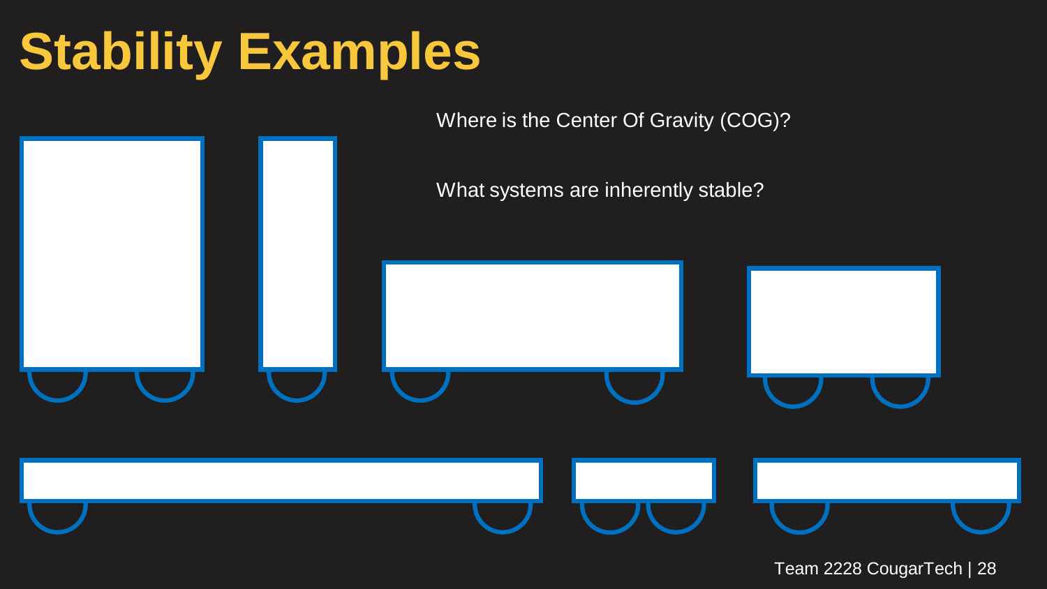# Stability Examples

Where is the Center Of Gravity (COG)?

What systems are inherently stable?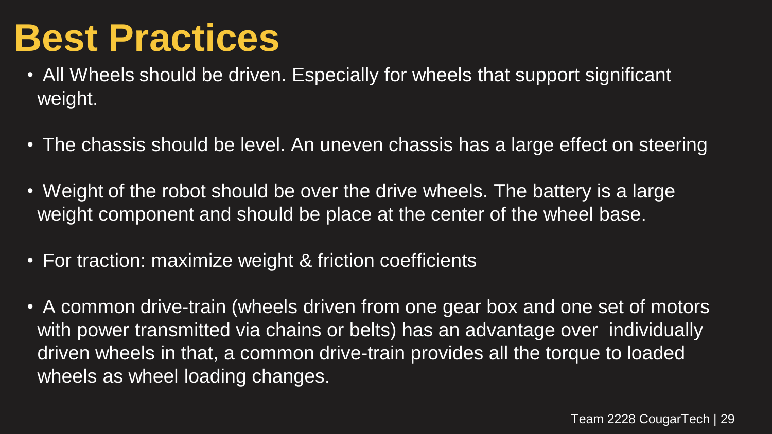# Best Practices

- All Wheels should be driven. Especially for wheels that support significant weight.
- The chassis should be level. An uneven chassis has a large effect on steering
- Weight of the robot should be over the drive wheels. The battery is a large weight component and should be place at the center of the wheel base.
- For traction: maximize weight & friction coefficients
- A common drive-train (wheels driven from one gear box and one set of motors with power transmitted via chains or belts) has an advantage over individually driven wheels in that, a common drive-train provides all the torque to loaded wheels as wheel loading changes.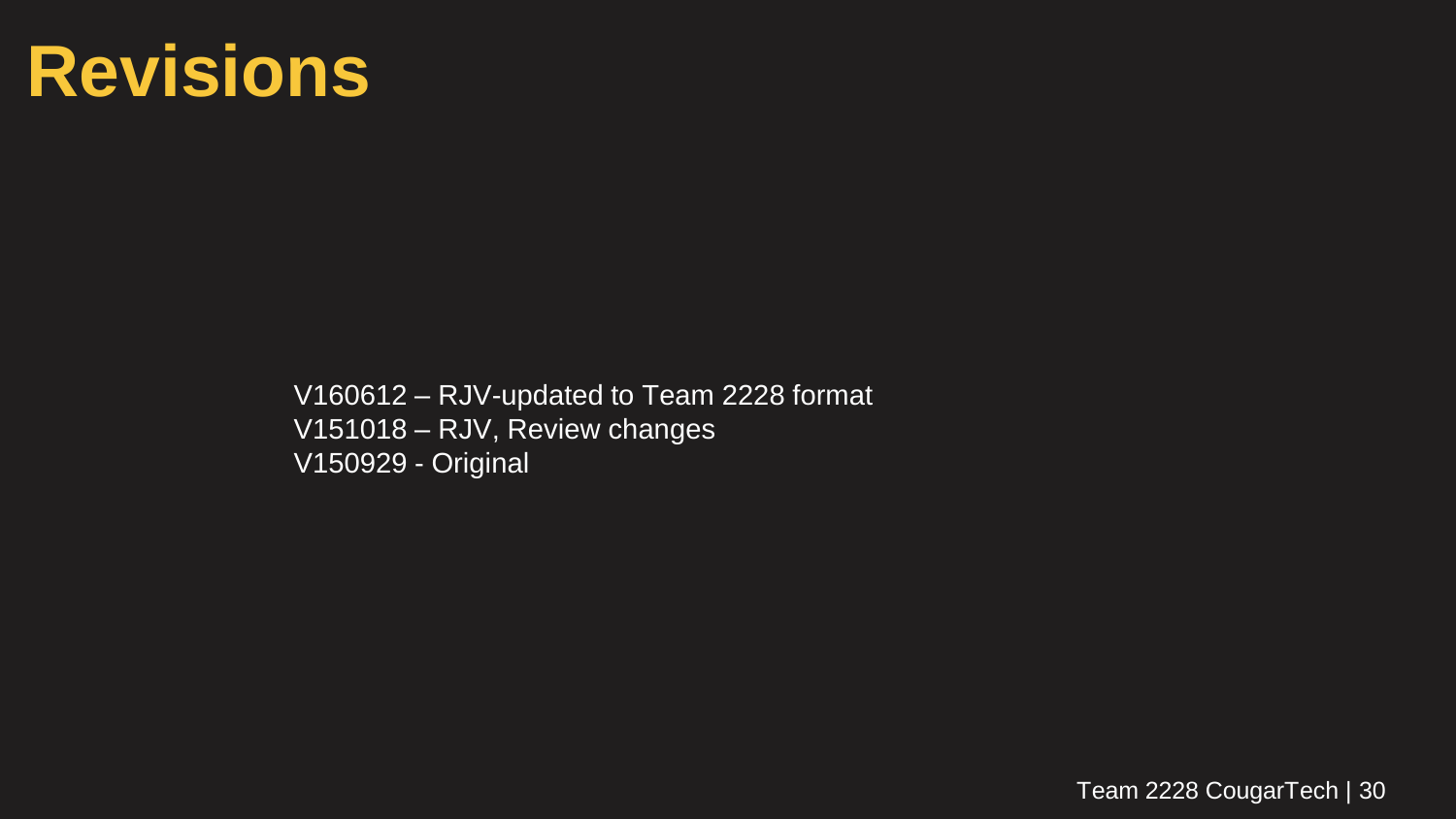# Revisions

V160612 – RJV-updated to Team 2228 format
V151018 – RJV, Review changes
V150929 - Original